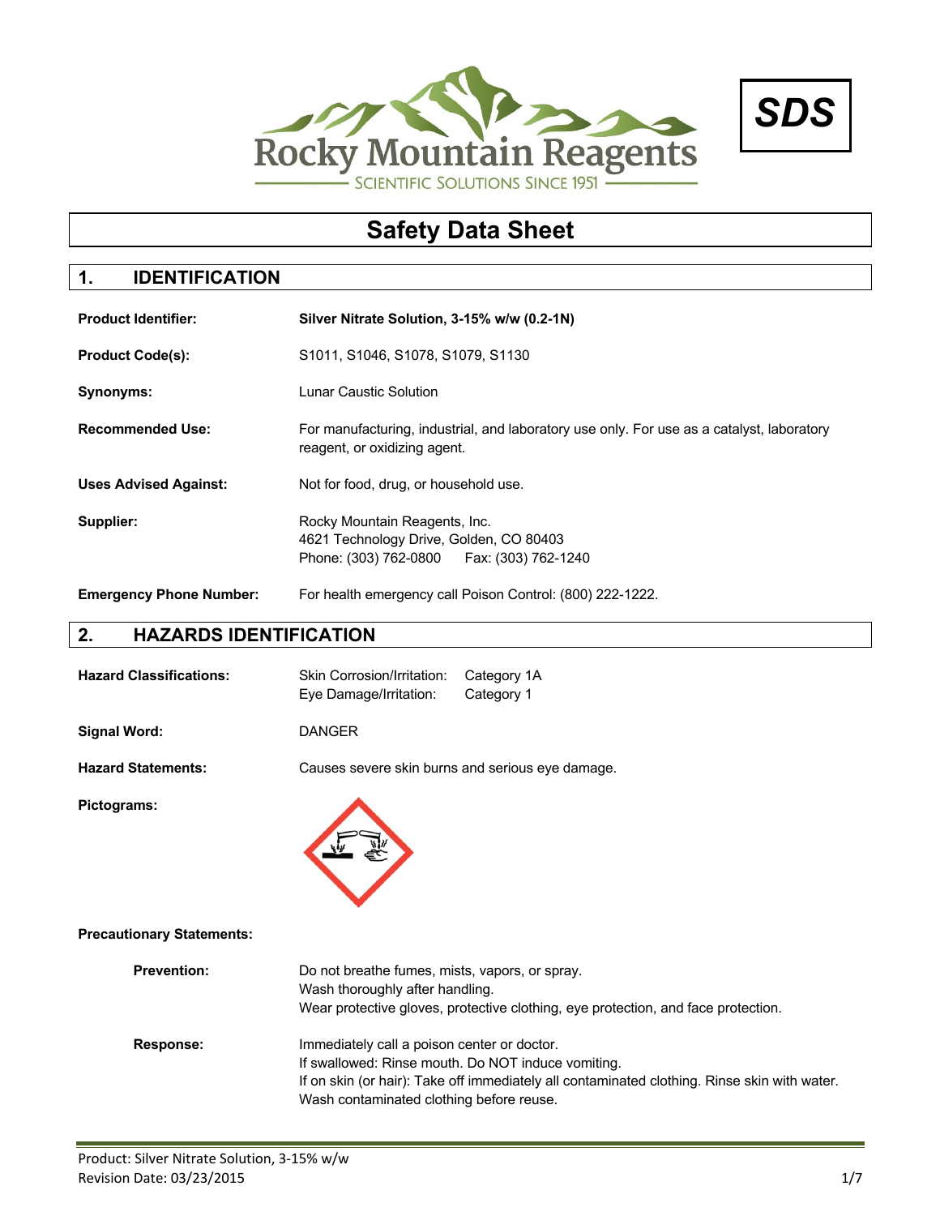Rocky Mountain Reagents

SCIENTIFIC SOLUTIONS SINCE 1951

**SDS**

# Safety Data Sheet

## 1. IDENTIFICATION

| | |
|---|---|
| **Product Identifier:** | **Silver Nitrate Solution, 3-15% w/w (0.2-1N)** |
| **Product Code(s):** | S1011, S1046, S1078, S1079, S1130 |
| **Synonyms:** | Lunar Caustic Solution |
| **Recommended Use:** | For manufacturing, industrial, and laboratory use only. For use as a catalyst, laboratory reagent, or oxidizing agent. |
| **Uses Advised Against:** | Not for food, drug, or household use. |
| **Supplier:** | Rocky Mountain Reagents, Inc.<br>4621 Technology Drive, Golden, CO 80403<br>Phone: (303) 762-0800 Fax: (303) 762-1240 |
| **Emergency Phone Number:** | For health emergency call Poison Control: (800) 222-1222. |

## 2. HAZARDS IDENTIFICATION

**Hazard Classifications:**

| | |
|---|---|
| Skin Corrosion/Irritation: | Category 1A |
| Eye Damage/Irritation: | Category 1 |

**Signal Word:** DANGER

**Hazard Statements:** Causes severe skin burns and serious eye damage.

**Pictograms:**

**Precautionary Statements:**

**Prevention:**

Do not breathe fumes, mists, vapors, or spray.
Wash thoroughly after handling.
Wear protective gloves, protective clothing, eye protection, and face protection.

**Response:**

Immediately call a poison center or doctor.
If swallowed: Rinse mouth. Do NOT induce vomiting.
If on skin (or hair): Take off immediately all contaminated clothing. Rinse skin with water.
Wash contaminated clothing before reuse.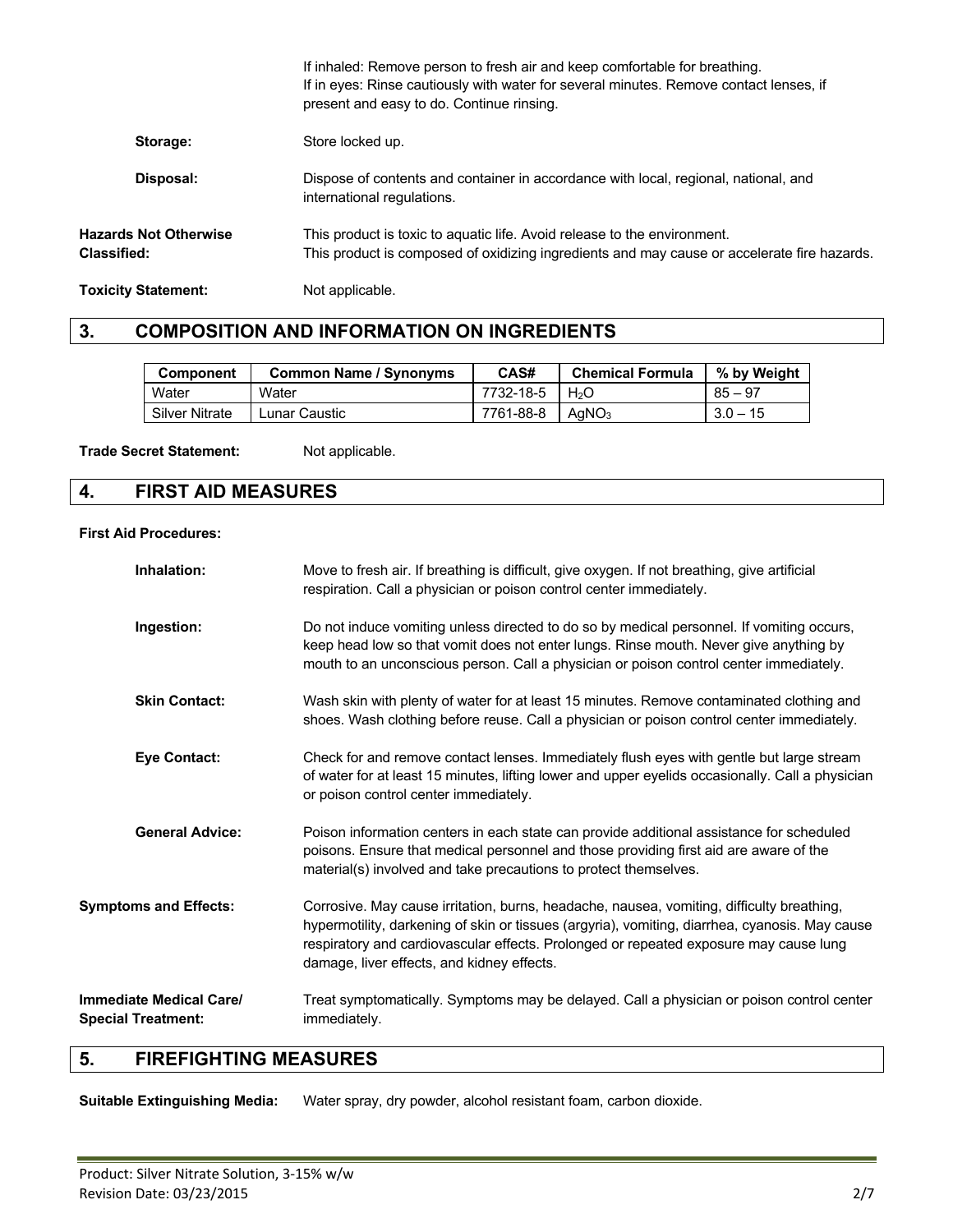**If inhaled:** Remove person to fresh air and keep comfortable for breathing.
**If in eyes:** Rinse cautiously with water for several minutes. Remove contact lenses, if present and easy to do. Continue rinsing.

**Storage:** Store locked up.

**Disposal:** Dispose of contents and container in accordance with local, regional, national, and international regulations.

**Hazards Not Otherwise Classified:** This product is toxic to aquatic life. Avoid release to the environment.
This product is composed of oxidizing ingredients and may cause or accelerate fire hazards.

**Toxicity Statement:** Not applicable.

## 3. COMPOSITION AND INFORMATION ON INGREDIENTS

| Component | Common Name / Synonyms | CAS# | Chemical Formula | % by Weight |
|---|---|---|---|---|
| Water | Water | 7732-18-5 | $H_2O$ | 85 – 97 |
| Silver Nitrate | Lunar Caustic | 7761-88-8 | $AgNO_3$ | 3.0 – 15 |

**Trade Secret Statement:** Not applicable.

## 4. FIRST AID MEASURES

**First Aid Procedures:**

**Inhalation:** Move to fresh air. If breathing is difficult, give oxygen. If not breathing, give artificial respiration. Call a physician or poison control center immediately.

**Ingestion:** Do not induce vomiting unless directed to do so by medical personnel. If vomiting occurs, keep head low so that vomit does not enter lungs. Rinse mouth. Never give anything by mouth to an unconscious person. Call a physician or poison control center immediately.

**Skin Contact:** Wash skin with plenty of water for at least 15 minutes. Remove contaminated clothing and shoes. Wash clothing before reuse. Call a physician or poison control center immediately.

**Eye Contact:** Check for and remove contact lenses. Immediately flush eyes with gentle but large stream of water for at least 15 minutes, lifting lower and upper eyelids occasionally. Call a physician or poison control center immediately.

**General Advice:** Poison information centers in each state can provide additional assistance for scheduled poisons. Ensure that medical personnel and those providing first aid are aware of the material(s) involved and take precautions to protect themselves.

**Symptoms and Effects:** Corrosive. May cause irritation, burns, headache, nausea, vomiting, difficulty breathing, hypermotility, darkening of skin or tissues (argyria), vomiting, diarrhea, cyanosis. May cause respiratory and cardiovascular effects. Prolonged or repeated exposure may cause lung damage, liver effects, and kidney effects.

**Immediate Medical Care/ Special Treatment:** Treat symptomatically. Symptoms may be delayed. Call a physician or poison control center immediately.

## 5. FIREFIGHTING MEASURES

**Suitable Extinguishing Media:** Water spray, dry powder, alcohol resistant foam, carbon dioxide.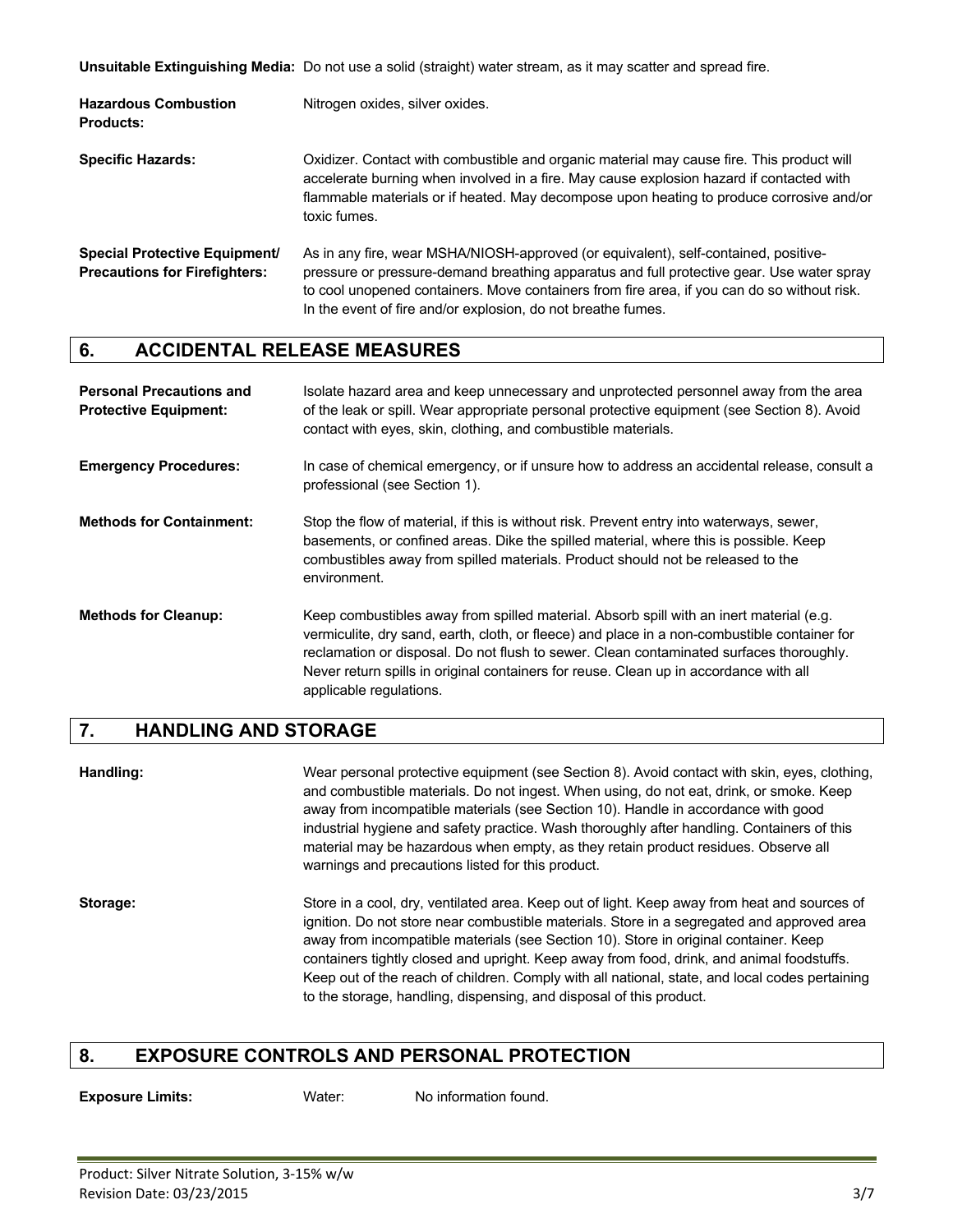**Unsuitable Extinguishing Media:** Do not use a solid (straight) water stream, as it may scatter and spread fire.

**Hazardous Combustion Products:** Nitrogen oxides, silver oxides.

**Specific Hazards:** Oxidizer. Contact with combustible and organic material may cause fire. This product will accelerate burning when involved in a fire. May cause explosion hazard if contacted with flammable materials or if heated. May decompose upon heating to produce corrosive and/or toxic fumes.

**Special Protective Equipment/ Precautions for Firefighters:** As in any fire, wear MSHA/NIOSH-approved (or equivalent), self-contained, positive-pressure or pressure-demand breathing apparatus and full protective gear. Use water spray to cool unopened containers. Move containers from fire area, if you can do so without risk. In the event of fire and/or explosion, do not breathe fumes.

## 6. ACCIDENTAL RELEASE MEASURES

**Personal Precautions and Protective Equipment:** Isolate hazard area and keep unnecessary and unprotected personnel away from the area of the leak or spill. Wear appropriate personal protective equipment (see Section 8). Avoid contact with eyes, skin, clothing, and combustible materials.

**Emergency Procedures:** In case of chemical emergency, or if unsure how to address an accidental release, consult a professional (see Section 1).

**Methods for Containment:** Stop the flow of material, if this is without risk. Prevent entry into waterways, sewer, basements, or confined areas. Dike the spilled material, where this is possible. Keep combustibles away from spilled materials. Product should not be released to the environment.

**Methods for Cleanup:** Keep combustibles away from spilled material. Absorb spill with an inert material (e.g. vermiculite, dry sand, earth, cloth, or fleece) and place in a non-combustible container for reclamation or disposal. Do not flush to sewer. Clean contaminated surfaces thoroughly. Never return spills in original containers for reuse. Clean up in accordance with all applicable regulations.

## 7. HANDLING AND STORAGE

**Handling:** Wear personal protective equipment (see Section 8). Avoid contact with skin, eyes, clothing, and combustible materials. Do not ingest. When using, do not eat, drink, or smoke. Keep away from incompatible materials (see Section 10). Handle in accordance with good industrial hygiene and safety practice. Wash thoroughly after handling. Containers of this material may be hazardous when empty, as they retain product residues. Observe all warnings and precautions listed for this product.

**Storage:** Store in a cool, dry, ventilated area. Keep out of light. Keep away from heat and sources of ignition. Do not store near combustible materials. Store in a segregated and approved area away from incompatible materials (see Section 10). Store in original container. Keep containers tightly closed and upright. Keep away from food, drink, and animal foodstuffs. Keep out of the reach of children. Comply with all national, state, and local codes pertaining to the storage, handling, dispensing, and disposal of this product.

## 8. EXPOSURE CONTROLS AND PERSONAL PROTECTION

**Exposure Limits:** Water: No information found.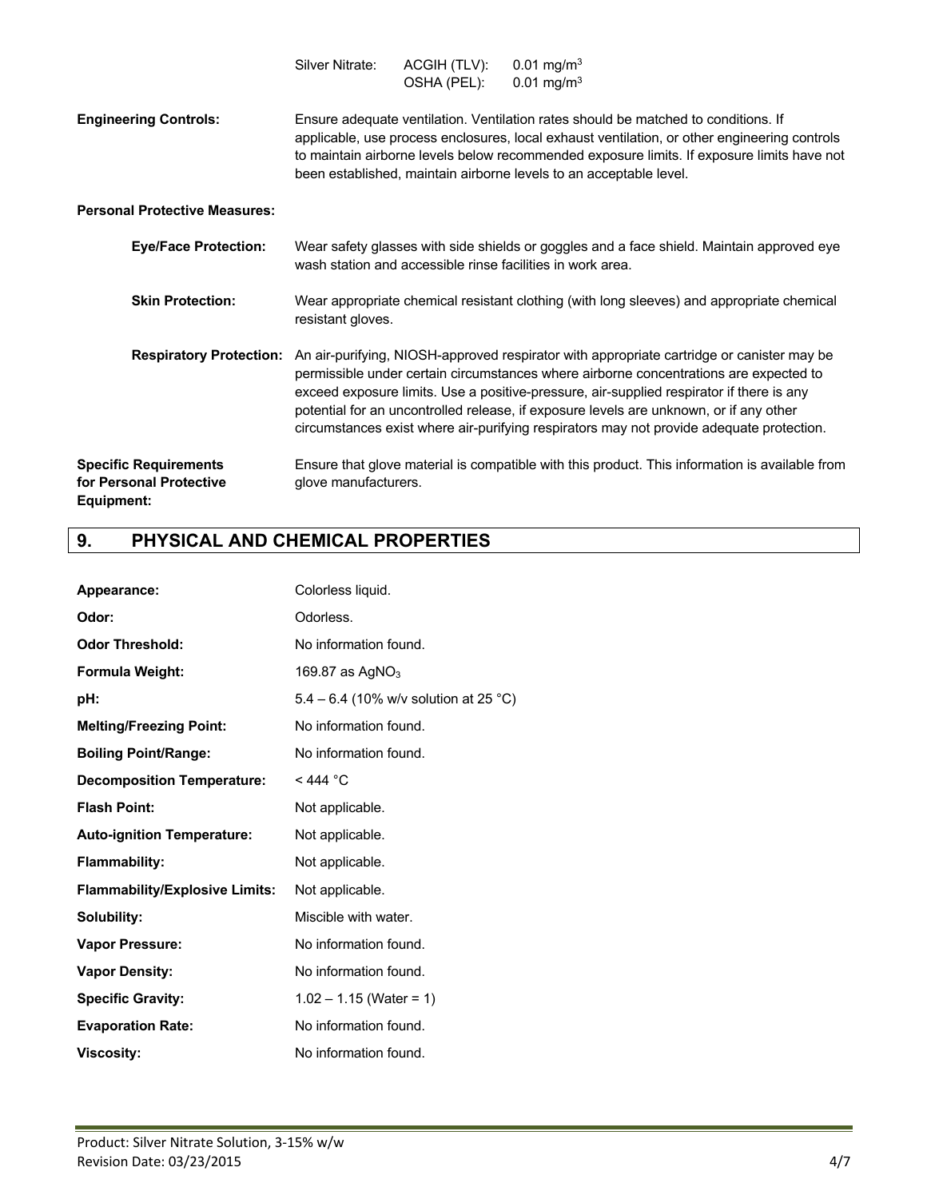| | | |
|---|---|---|
| Silver Nitrate: | ACGIH (TLV): | 0.01 mg/m$^3$ |
| | OSHA (PEL): | 0.01 mg/m$^3$ |

**Engineering Controls:** Ensure adequate ventilation. Ventilation rates should be matched to conditions. If applicable, use process enclosures, local exhaust ventilation, or other engineering controls to maintain airborne levels below recommended exposure limits. If exposure limits have not been established, maintain airborne levels to an acceptable level.

**Personal Protective Measures:**

**Eye/Face Protection:** Wear safety glasses with side shields or goggles and a face shield. Maintain approved eye wash station and accessible rinse facilities in work area.

**Skin Protection:** Wear appropriate chemical resistant clothing (with long sleeves) and appropriate chemical resistant gloves.

**Respiratory Protection:** An air-purifying, NIOSH-approved respirator with appropriate cartridge or canister may be permissible under certain circumstances where airborne concentrations are expected to exceed exposure limits. Use a positive-pressure, air-supplied respirator if there is any potential for an uncontrolled release, if exposure levels are unknown, or if any other circumstances exist where air-purifying respirators may not provide adequate protection.

**Specific Requirements for Personal Protective Equipment:** Ensure that glove material is compatible with this product. This information is available from glove manufacturers.

## 9. PHYSICAL AND CHEMICAL PROPERTIES

| | |
|---|---|
| **Appearance:** | Colorless liquid. |
| **Odor:** | Odorless. |
| **Odor Threshold:** | No information found. |
| **Formula Weight:** | 169.87 as $AgNO_3$ |
| **pH:** | 5.4 – 6.4 (10% w/v solution at 25 °C) |
| **Melting/Freezing Point:** | No information found. |
| **Boiling Point/Range:** | No information found. |
| **Decomposition Temperature:** | < 444 °C |
| **Flash Point:** | Not applicable. |
| **Auto-ignition Temperature:** | Not applicable. |
| **Flammability:** | Not applicable. |
| **Flammability/Explosive Limits:** | Not applicable. |
| **Solubility:** | Miscible with water. |
| **Vapor Pressure:** | No information found. |
| **Vapor Density:** | No information found. |
| **Specific Gravity:** | 1.02 – 1.15 (Water = 1) |
| **Evaporation Rate:** | No information found. |
| **Viscosity:** | No information found. |

Product: Silver Nitrate Solution, 3-15% w/w
Revision Date: 03/23/2015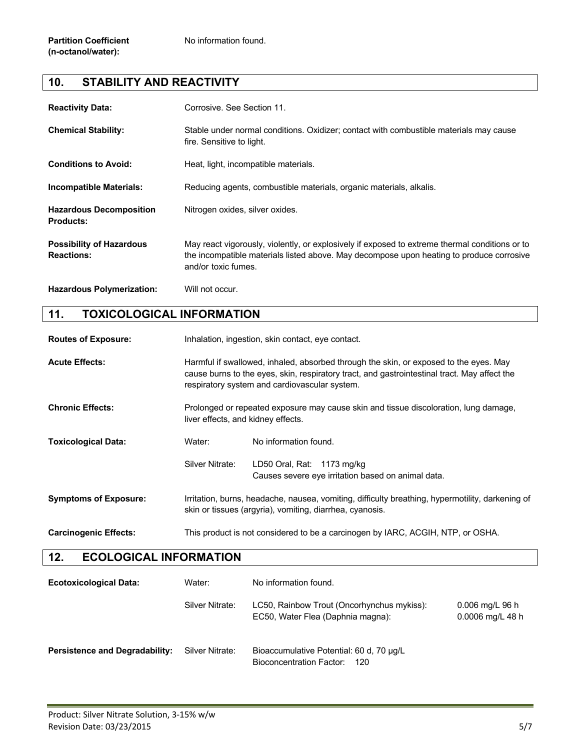**Partition Coefficient (n-octanol/water):** No information found.

## 10. STABILITY AND REACTIVITY

**Reactivity Data:** Corrosive. See Section 11.

**Chemical Stability:** Stable under normal conditions. Oxidizer; contact with combustible materials may cause fire. Sensitive to light.

**Conditions to Avoid:** Heat, light, incompatible materials.

**Incompatible Materials:** Reducing agents, combustible materials, organic materials, alkalis.

**Hazardous Decomposition Products:** Nitrogen oxides, silver oxides.

**Possibility of Hazardous Reactions:** May react vigorously, violently, or explosively if exposed to extreme thermal conditions or to the incompatible materials listed above. May decompose upon heating to produce corrosive and/or toxic fumes.

**Hazardous Polymerization:** Will not occur.

## 11. TOXICOLOGICAL INFORMATION

**Routes of Exposure:** Inhalation, ingestion, skin contact, eye contact.

**Acute Effects:** Harmful if swallowed, inhaled, absorbed through the skin, or exposed to the eyes. May cause burns to the eyes, skin, respiratory tract, and gastrointestinal tract. May affect the respiratory system and cardiovascular system.

**Chronic Effects:** Prolonged or repeated exposure may cause skin and tissue discoloration, lung damage, liver effects, and kidney effects.

**Toxicological Data:**

| | |
|---|---|
| Water: | No information found. |
| Silver Nitrate: | LD50 Oral, Rat: 1173 mg/kg<br>Causes severe eye irritation based on animal data. |

**Symptoms of Exposure:** Irritation, burns, headache, nausea, vomiting, difficulty breathing, hypermotility, darkening of skin or tissues (argyria), vomiting, diarrhea, cyanosis.

**Carcinogenic Effects:** This product is not considered to be a carcinogen by IARC, ACGIH, NTP, or OSHA.

## 12. ECOLOGICAL INFORMATION

**Ecotoxicological Data:**

| | | |
|---|---|---|
| Water: | No information found. | |
| Silver Nitrate: | LC50, Rainbow Trout (Oncorhynchus mykiss):<br>EC50, Water Flea (Daphnia magna): | 0.006 mg/L 96 h<br>0.0006 mg/L 48 h |

**Persistence and Degradability:**

| | |
|---|---|
| Silver Nitrate: | Bioaccumulative Potential: 60 d, 70 µg/L<br>Bioconcentration Factor: 120 |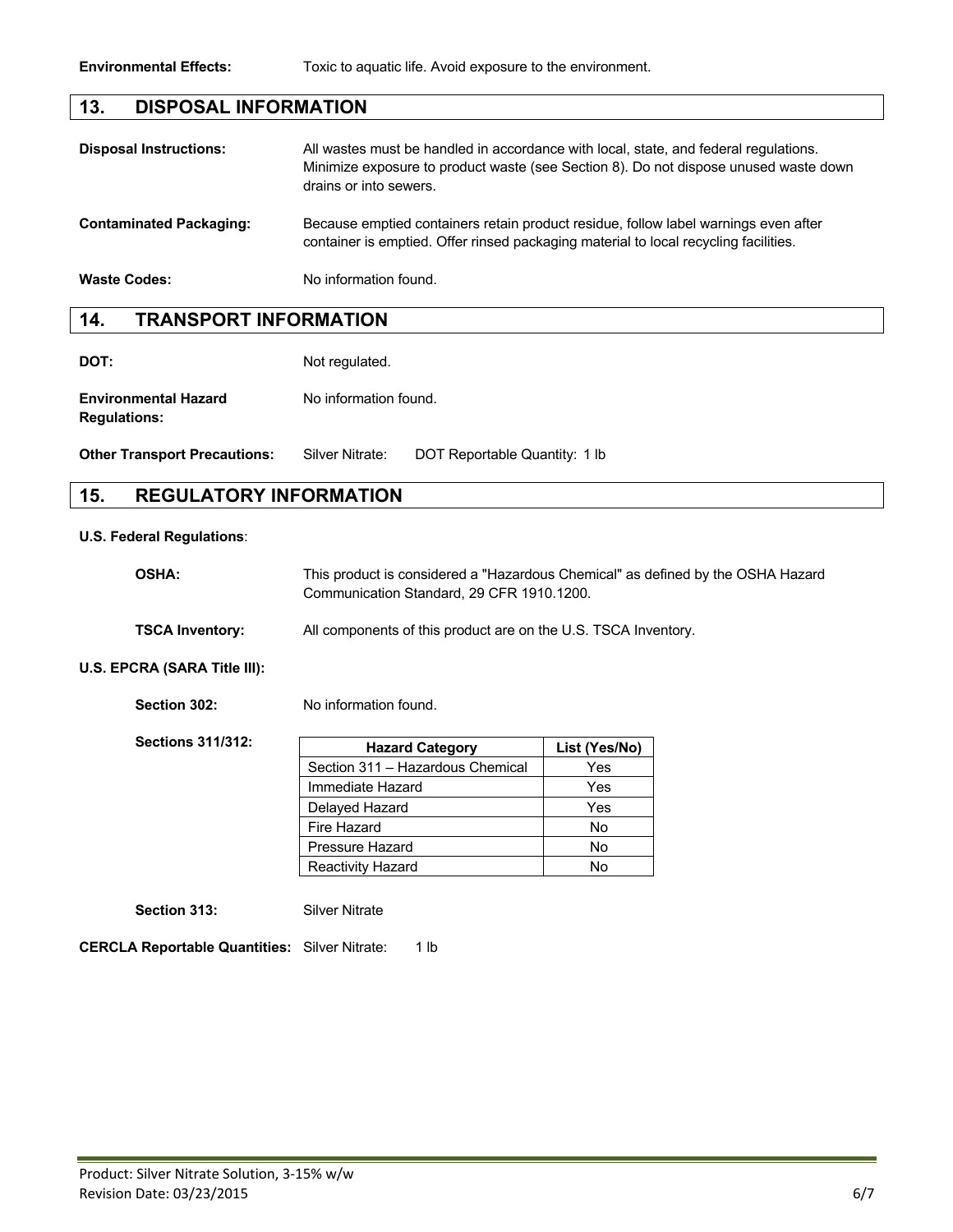**Environmental Effects:** Toxic to aquatic life. Avoid exposure to the environment.

## 13. DISPOSAL INFORMATION

**Disposal Instructions:** All wastes must be handled in accordance with local, state, and federal regulations. Minimize exposure to product waste (see Section 8). Do not dispose unused waste down drains or into sewers.

**Contaminated Packaging:** Because emptied containers retain product residue, follow label warnings even after container is emptied. Offer rinsed packaging material to local recycling facilities.

**Waste Codes:** No information found.

## 14. TRANSPORT INFORMATION

**DOT:** Not regulated.

**Environmental Hazard Regulations:** No information found.

**Other Transport Precautions:** Silver Nitrate: DOT Reportable Quantity: 1 lb

## 15. REGULATORY INFORMATION

**U.S. Federal Regulations**:

**OSHA:** This product is considered a "Hazardous Chemical" as defined by the OSHA Hazard Communication Standard, 29 CFR 1910.1200.

**TSCA Inventory:** All components of this product are on the U.S. TSCA Inventory.

**U.S. EPCRA (SARA Title III):**

**Section 302:** No information found.

**Sections 311/312:**

| Hazard Category | List (Yes/No) |
|---|---|
| Section 311 – Hazardous Chemical | Yes |
| Immediate Hazard | Yes |
| Delayed Hazard | Yes |
| Fire Hazard | No |
| Pressure Hazard | No |
| Reactivity Hazard | No |

**Section 313:** Silver Nitrate

**CERCLA Reportable Quantities:** Silver Nitrate: 1 lb

Product: Silver Nitrate Solution, 3-15% w/w
Revision Date: 03/23/2015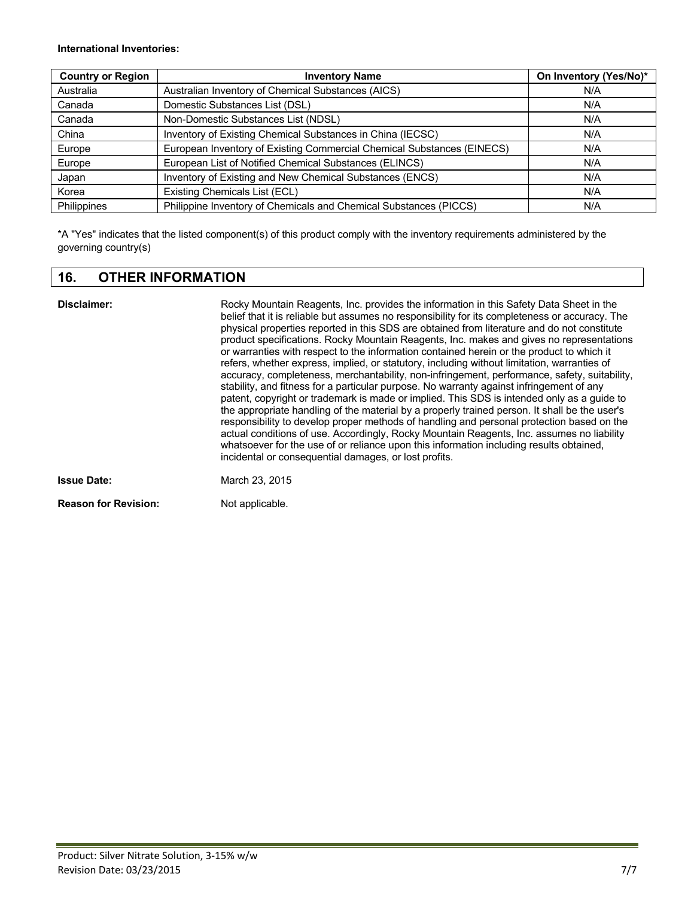**International Inventories:**

| Country or Region | Inventory Name | On Inventory (Yes/No)* |
| --- | --- | --- |
| Australia | Australian Inventory of Chemical Substances (AICS) | N/A |
| Canada | Domestic Substances List (DSL) | N/A |
| Canada | Non-Domestic Substances List (NDSL) | N/A |
| China | Inventory of Existing Chemical Substances in China (IECSC) | N/A |
| Europe | European Inventory of Existing Commercial Chemical Substances (EINECS) | N/A |
| Europe | European List of Notified Chemical Substances (ELINCS) | N/A |
| Japan | Inventory of Existing and New Chemical Substances (ENCS) | N/A |
| Korea | Existing Chemicals List (ECL) | N/A |
| Philippines | Philippine Inventory of Chemicals and Chemical Substances (PICCS) | N/A |

*A "Yes" indicates that the listed component(s) of this product comply with the inventory requirements administered by the governing country(s)

## 16. OTHER INFORMATION

**Disclaimer:** Rocky Mountain Reagents, Inc. provides the information in this Safety Data Sheet in the belief that it is reliable but assumes no responsibility for its completeness or accuracy. The physical properties reported in this SDS are obtained from literature and do not constitute product specifications. Rocky Mountain Reagents, Inc. makes and gives no representations or warranties with respect to the information contained herein or the product to which it refers, whether express, implied, or statutory, including without limitation, warranties of accuracy, completeness, merchantability, non-infringement, performance, safety, suitability, stability, and fitness for a particular purpose. No warranty against infringement of any patent, copyright or trademark is made or implied. This SDS is intended only as a guide to the appropriate handling of the material by a properly trained person. It shall be the user's responsibility to develop proper methods of handling and personal protection based on the actual conditions of use. Accordingly, Rocky Mountain Reagents, Inc. assumes no liability whatsoever for the use of or reliance upon this information including results obtained, incidental or consequential damages, or lost profits.

**Issue Date:** March 23, 2015

**Reason for Revision:** Not applicable.